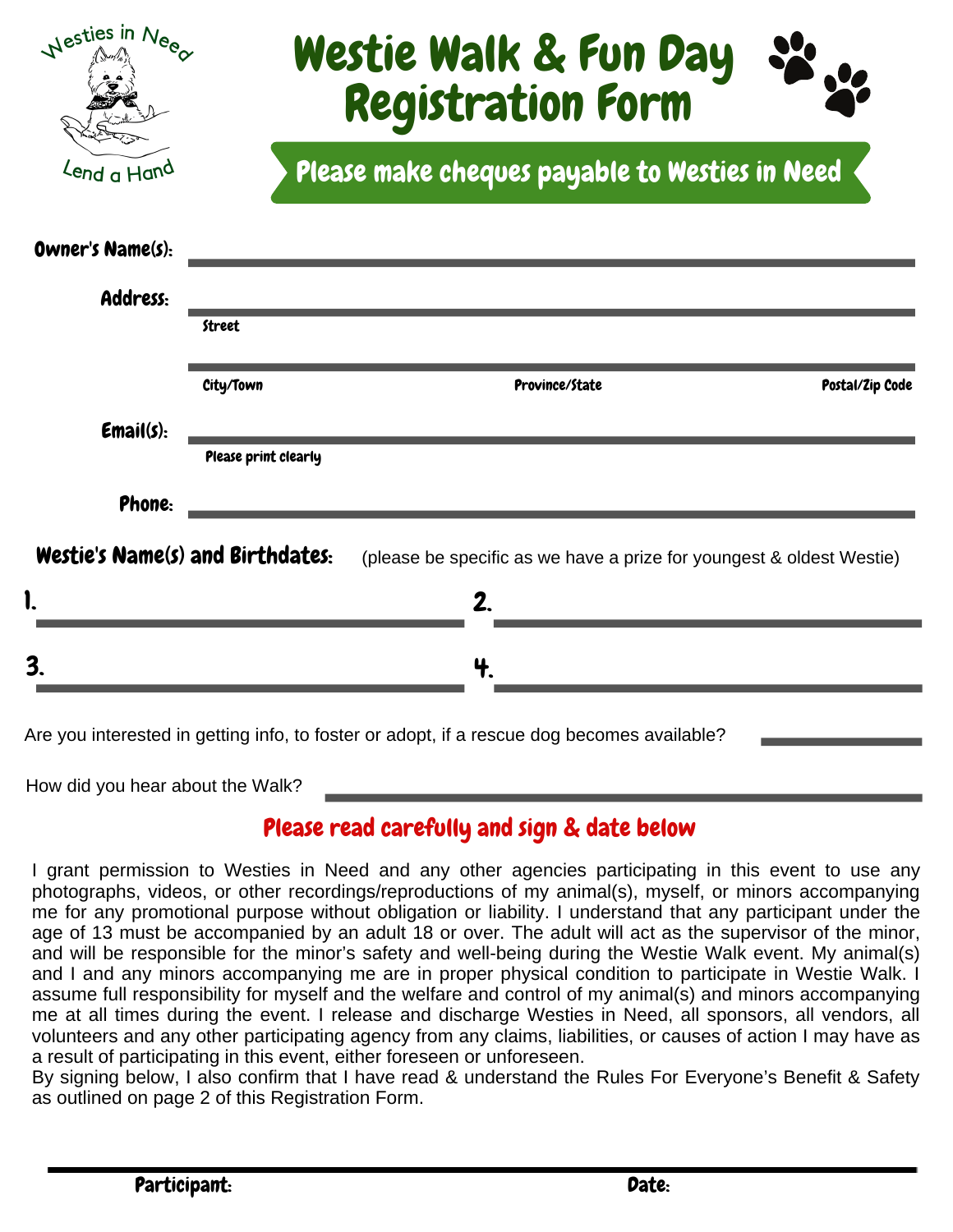Westies in Need

Lend a Hand

# Westie Walk & Fun Day Registration Form

**Please make cheques payable to Westies in Need**

**Owner's Name(s):** ______________________________

**Address:** ______________________________

Street

______________________________

City/Town | Province/State | Postal/Zip Code

**Email(s):** ______________________________

Please print clearly

**Phone:** ______________________________

**Westie's Name(s) and Birthdates:** (please be specific as we have a prize for youngest & oldest Westie)

1. ______________________________ 2. ______________________________

3. ______________________________ 4. ______________________________

Are you interested in getting info, to foster or adopt, if a rescue dog becomes available? ______________

How did you hear about the Walk? ______________________________

## Please read carefully and sign & date below

I grant permission to Westies in Need and any other agencies participating in this event to use any photographs, videos, or other recordings/reproductions of my animal(s), myself, or minors accompanying me for any promotional purpose without obligation or liability. I understand that any participant under the age of 13 must be accompanied by an adult 18 or over. The adult will act as the supervisor of the minor, and will be responsible for the minor's safety and well-being during the Westie Walk event. My animal(s) and I and any minors accompanying me are in proper physical condition to participate in Westie Walk. I assume full responsibility for myself and the welfare and control of my animal(s) and minors accompanying me at all times during the event. I release and discharge Westies in Need, all sponsors, all vendors, all volunteers and any other participating agency from any claims, liabilities, or causes of action I may have as a result of participating in this event, either foreseen or unforeseen.
By signing below, I also confirm that I have read & understand the Rules For Everyone's Benefit & Safety as outlined on page 2 of this Registration Form.

______________________________________________________________

**Participant:** **Date:**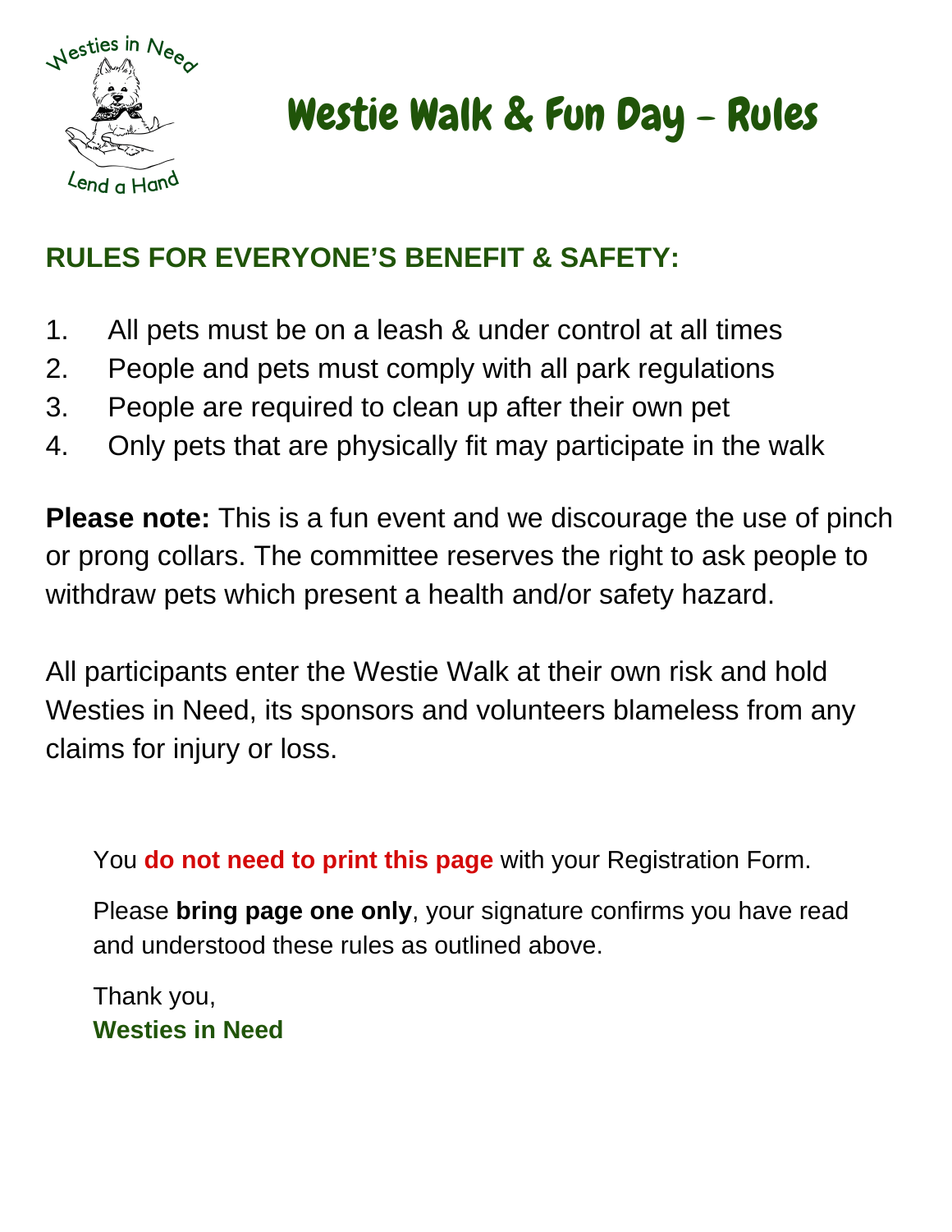# Westie Walk & Fun Day – Rules

## RULES FOR EVERYONE'S BENEFIT & SAFETY:

1. All pets must be on a leash & under control at all times
2. People and pets must comply with all park regulations
3. People are required to clean up after their own pet
4. Only pets that are physically fit may participate in the walk

**Please note:** This is a fun event and we discourage the use of pinch or prong collars. The committee reserves the right to ask people to withdraw pets which present a health and/or safety hazard.

All participants enter the Westie Walk at their own risk and hold Westies in Need, its sponsors and volunteers blameless from any claims for injury or loss.

You **do not need to print this page** with your Registration Form.

Please **bring page one only**, your signature confirms you have read and understood these rules as outlined above.

Thank you,
**Westies in Need**